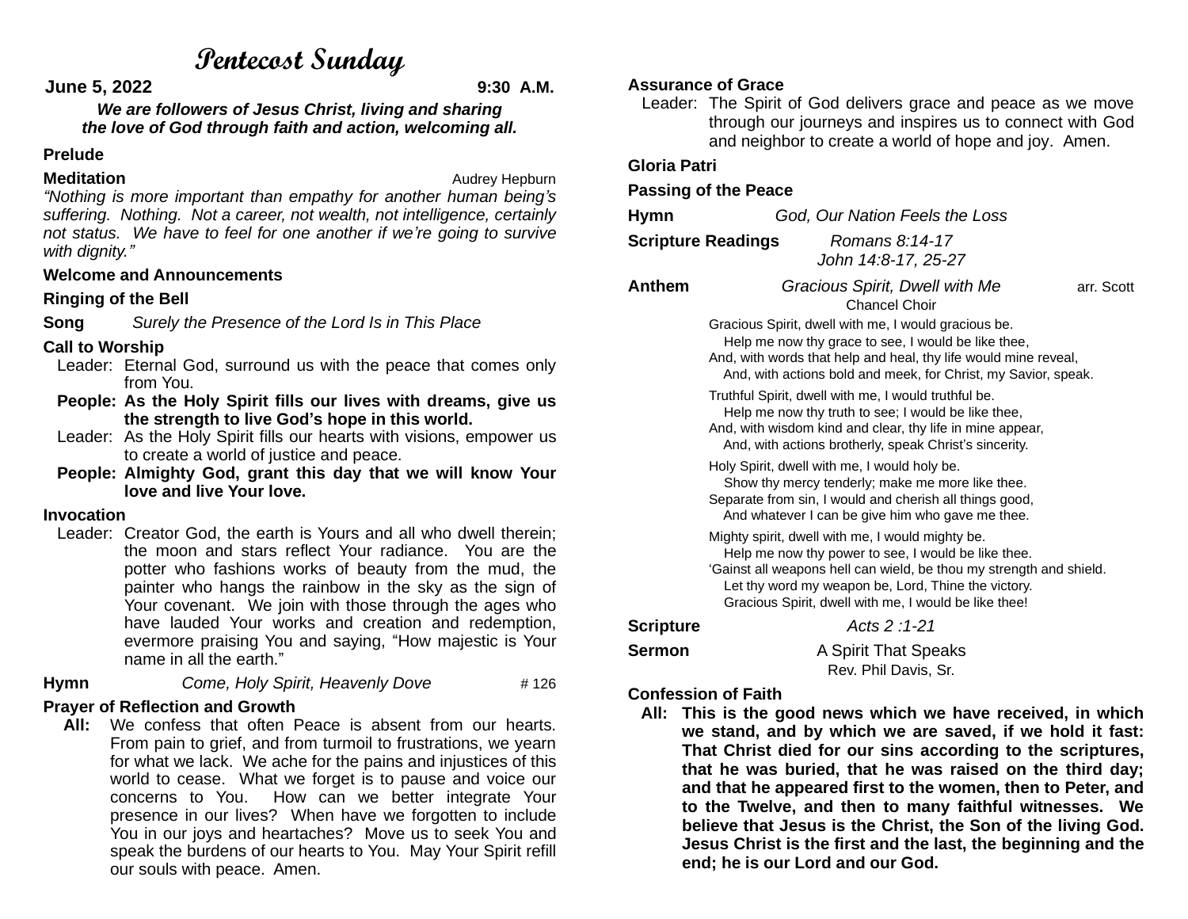# Pentecost Sunday

**June 5, 2022** **9:30 A.M.**

***We are followers of Jesus Christ, living and sharing the love of God through faith and action, welcoming all.***

**Prelude**

**Meditation** Audrey Hepburn

*"Nothing is more important than empathy for another human being's suffering. Nothing. Not a career, not wealth, not intelligence, certainly not status. We have to feel for one another if we're going to survive with dignity."*

**Welcome and Announcements**

**Ringing of the Bell**

**Song** *Surely the Presence of the Lord Is in This Place*

**Call to Worship**

Leader: Eternal God, surround us with the peace that comes only from You.

**People: As the Holy Spirit fills our lives with dreams, give us the strength to live God's hope in this world.**

Leader: As the Holy Spirit fills our hearts with visions, empower us to create a world of justice and peace.

**People: Almighty God, grant this day that we will know Your love and live Your love.**

**Invocation**

Leader: Creator God, the earth is Yours and all who dwell therein; the moon and stars reflect Your radiance. You are the potter who fashions works of beauty from the mud, the painter who hangs the rainbow in the sky as the sign of Your covenant. We join with those through the ages who have lauded Your works and creation and redemption, evermore praising You and saying, "How majestic is Your name in all the earth."

**Hymn** *Come, Holy Spirit, Heavenly Dove* # 126

**Prayer of Reflection and Growth**

**All:** We confess that often Peace is absent from our hearts. From pain to grief, and from turmoil to frustrations, we yearn for what we lack. We ache for the pains and injustices of this world to cease. What we forget is to pause and voice our concerns to You. How can we better integrate Your presence in our lives? When have we forgotten to include You in our joys and heartaches? Move us to seek You and speak the burdens of our hearts to You. May Your Spirit refill our souls with peace. Amen.

**Assurance of Grace**

Leader: The Spirit of God delivers grace and peace as we move through our journeys and inspires us to connect with God and neighbor to create a world of hope and joy. Amen.

**Gloria Patri**

**Passing of the Peace**

**Hymn** *God, Our Nation Feels the Loss*

**Scripture Readings** *Romans 8:14-17*
*John 14:8-17, 25-27*

**Anthem** *Gracious Spirit, Dwell with Me* arr. Scott
Chancel Choir

Gracious Spirit, dwell with me, I would gracious be.
Help me now thy grace to see, I would be like thee,
And, with words that help and heal, thy life would mine reveal,
And, with actions bold and meek, for Christ, my Savior, speak.

Truthful Spirit, dwell with me, I would truthful be.
Help me now thy truth to see; I would be like thee,
And, with wisdom kind and clear, thy life in mine appear,
And, with actions brotherly, speak Christ's sincerity.

Holy Spirit, dwell with me, I would holy be.
Show thy mercy tenderly; make me more like thee.
Separate from sin, I would and cherish all things good,
And whatever I can be give him who gave me thee.

Mighty spirit, dwell with me, I would mighty be.
Help me now thy power to see, I would be like thee.
'Gainst all weapons hell can wield, be thou my strength and shield.
Let thy word my weapon be, Lord, Thine the victory.
Gracious Spirit, dwell with me, I would be like thee!

**Scripture** *Acts 2 :1-21*

**Sermon** A Spirit That Speaks
Rev. Phil Davis, Sr.

**Confession of Faith**

**All: This is the good news which we have received, in which we stand, and by which we are saved, if we hold it fast: That Christ died for our sins according to the scriptures, that he was buried, that he was raised on the third day; and that he appeared first to the women, then to Peter, and to the Twelve, and then to many faithful witnesses. We believe that Jesus is the Christ, the Son of the living God. Jesus Christ is the first and the last, the beginning and the end; he is our Lord and our God.**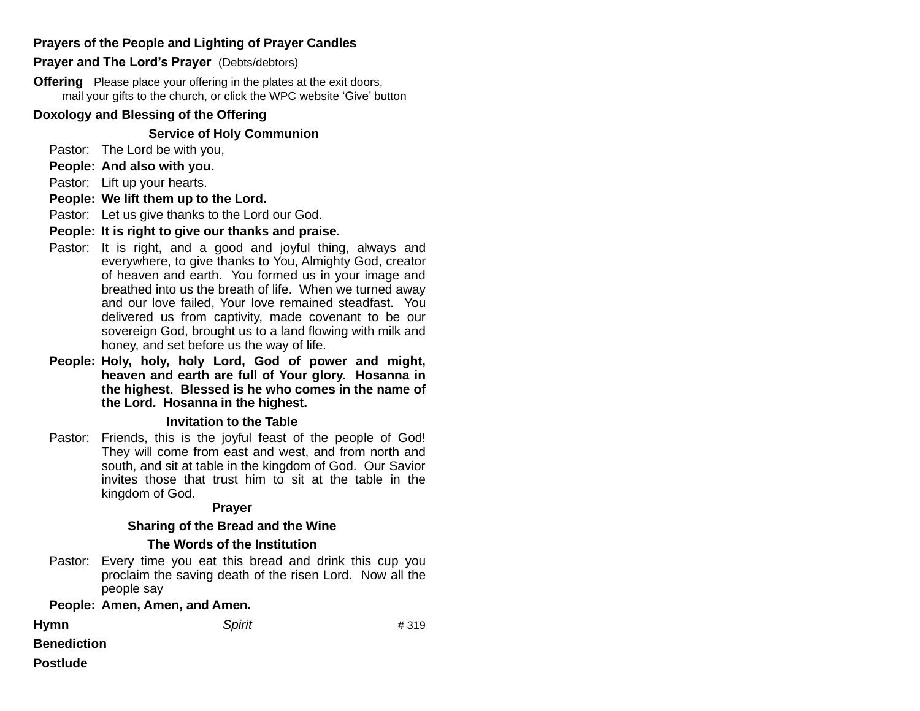**Prayers of the People and Lighting of Prayer Candles**

**Prayer and The Lord's Prayer** (Debts/debtors)

**Offering** Please place your offering in the plates at the exit doors, mail your gifts to the church, or click the WPC website 'Give' button

**Doxology and Blessing of the Offering**

**Service of Holy Communion**

Pastor: The Lord be with you,

**People: And also with you.**

Pastor: Lift up your hearts.

**People: We lift them up to the Lord.**

Pastor: Let us give thanks to the Lord our God.

**People: It is right to give our thanks and praise.**

Pastor: It is right, and a good and joyful thing, always and everywhere, to give thanks to You, Almighty God, creator of heaven and earth. You formed us in your image and breathed into us the breath of life. When we turned away and our love failed, Your love remained steadfast. You delivered us from captivity, made covenant to be our sovereign God, brought us to a land flowing with milk and honey, and set before us the way of life.

**People: Holy, holy, holy Lord, God of power and might, heaven and earth are full of Your glory. Hosanna in the highest. Blessed is he who comes in the name of the Lord. Hosanna in the highest.**

**Invitation to the Table**

Pastor: Friends, this is the joyful feast of the people of God! They will come from east and west, and from north and south, and sit at table in the kingdom of God. Our Savior invites those that trust him to sit at the table in the kingdom of God.

**Prayer**

**Sharing of the Bread and the Wine**

**The Words of the Institution**

Pastor: Every time you eat this bread and drink this cup you proclaim the saving death of the risen Lord. Now all the people say

**People: Amen, Amen, and Amen.**

**Hymn** *Spirit* # 319

**Benediction**

**Postlude**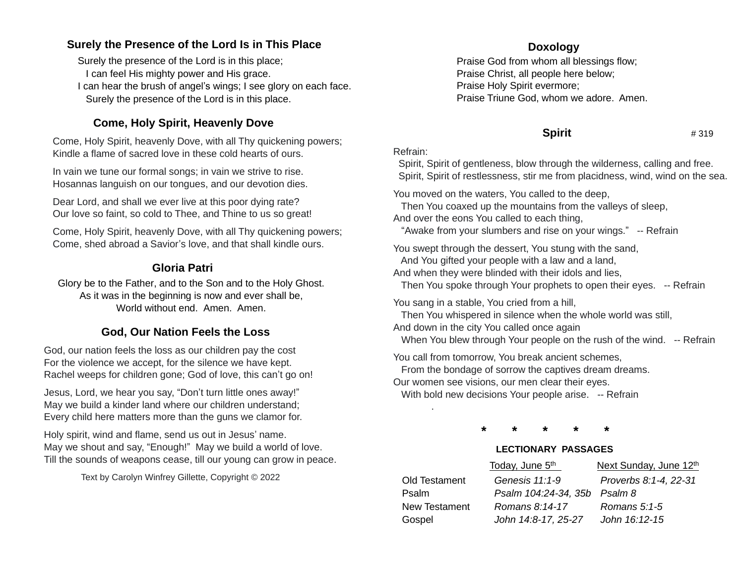## Surely the Presence of the Lord Is in This Place

Surely the presence of the Lord is in this place;
I can feel His mighty power and His grace.
I can hear the brush of angel's wings; I see glory on each face.
Surely the presence of the Lord is in this place.

## Come, Holy Spirit, Heavenly Dove

Come, Holy Spirit, heavenly Dove, with all Thy quickening powers;
Kindle a flame of sacred love in these cold hearts of ours.

In vain we tune our formal songs; in vain we strive to rise.
Hosannas languish on our tongues, and our devotion dies.

Dear Lord, and shall we ever live at this poor dying rate?
Our love so faint, so cold to Thee, and Thine to us so great!

Come, Holy Spirit, heavenly Dove, with all Thy quickening powers;
Come, shed abroad a Savior's love, and that shall kindle ours.

## Gloria Patri

Glory be to the Father, and to the Son and to the Holy Ghost.
As it was in the beginning is now and ever shall be,
World without end. Amen. Amen.

## God, Our Nation Feels the Loss

God, our nation feels the loss as our children pay the cost
For the violence we accept, for the silence we have kept.
Rachel weeps for children gone; God of love, this can't go on!

Jesus, Lord, we hear you say, "Don't turn little ones away!"
May we build a kinder land where our children understand;
Every child here matters more than the guns we clamor for.

Holy spirit, wind and flame, send us out in Jesus' name.
May we shout and say, "Enough!" May we build a world of love.
Till the sounds of weapons cease, till our young can grow in peace.

Text by Carolyn Winfrey Gillette, Copyright © 2022

## Doxology

Praise God from whom all blessings flow;
Praise Christ, all people here below;
Praise Holy Spirit evermore;
Praise Triune God, whom we adore. Amen.

## Spirit # 319

Refrain:
Spirit, Spirit of gentleness, blow through the wilderness, calling and free.
Spirit, Spirit of restlessness, stir me from placidness, wind, wind on the sea.

You moved on the waters, You called to the deep,
Then You coaxed up the mountains from the valleys of sleep,
And over the eons You called to each thing,
"Awake from your slumbers and rise on your wings." -- Refrain

You swept through the dessert, You stung with the sand,
And You gifted your people with a law and a land,
And when they were blinded with their idols and lies,
Then You spoke through Your prophets to open their eyes. -- Refrain

You sang in a stable, You cried from a hill,
Then You whispered in silence when the whole world was still,
And down in the city You called once again
When You blew through Your people on the rush of the wind. -- Refrain

You call from tomorrow, You break ancient schemes,
From the bondage of sorrow the captives dream dreams.
Our women see visions, our men clear their eyes.
With bold new decisions Your people arise. -- Refrain
.

\* \* \* \* \*

### LECTIONARY PASSAGES

| | Today, June 5th | Next Sunday, June 12th |
|---|---|---|
| Old Testament | *Genesis 11:1-9* | *Proverbs 8:1-4, 22-31* |
| Psalm | *Psalm 104:24-34, 35b* | *Psalm 8* |
| New Testament | *Romans 8:14-17* | *Romans 5:1-5* |
| Gospel | *John 14:8-17, 25-27* | *John 16:12-15* |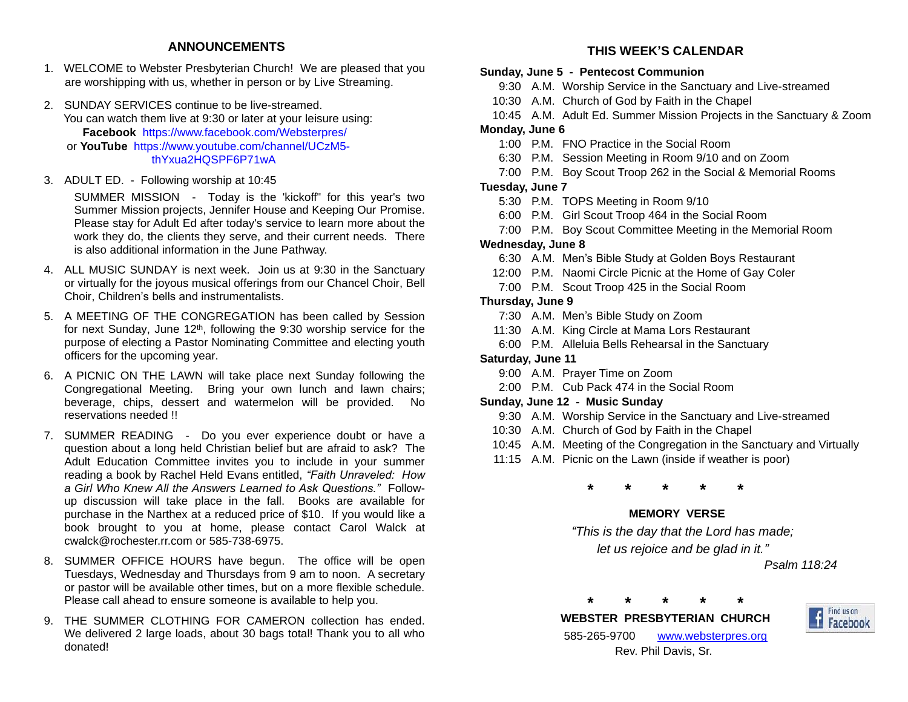## ANNOUNCEMENTS

1. WELCOME to Webster Presbyterian Church! We are pleased that you are worshipping with us, whether in person or by Live Streaming.

2. SUNDAY SERVICES continue to be live-streamed. You can watch them live at 9:30 or later at your leisure using:
   **Facebook** https://www.facebook.com/Websterpres/
   or **YouTube** https://www.youtube.com/channel/UCzM5-thYxua2HQSPF6P71wA

3. ADULT ED. - Following worship at 10:45

   SUMMER MISSION - Today is the 'kickoff" for this year's two Summer Mission projects, Jennifer House and Keeping Our Promise. Please stay for Adult Ed after today's service to learn more about the work they do, the clients they serve, and their current needs. There is also additional information in the June Pathway.

4. ALL MUSIC SUNDAY is next week. Join us at 9:30 in the Sanctuary or virtually for the joyous musical offerings from our Chancel Choir, Bell Choir, Children's bells and instrumentalists.

5. A MEETING OF THE CONGREGATION has been called by Session for next Sunday, June 12th, following the 9:30 worship service for the purpose of electing a Pastor Nominating Committee and electing youth officers for the upcoming year.

6. A PICNIC ON THE LAWN will take place next Sunday following the Congregational Meeting. Bring your own lunch and lawn chairs; beverage, chips, dessert and watermelon will be provided. No reservations needed !!

7. SUMMER READING - Do you ever experience doubt or have a question about a long held Christian belief but are afraid to ask? The Adult Education Committee invites you to include in your summer reading a book by Rachel Held Evans entitled, *"Faith Unraveled: How a Girl Who Knew All the Answers Learned to Ask Questions."* Follow-up discussion will take place in the fall. Books are available for purchase in the Narthex at a reduced price of $10. If you would like a book brought to you at home, please contact Carol Walck at cwalck@rochester.rr.com or 585-738-6975.

8. SUMMER OFFICE HOURS have begun. The office will be open Tuesdays, Wednesday and Thursdays from 9 am to noon. A secretary or pastor will be available other times, but on a more flexible schedule. Please call ahead to ensure someone is available to help you.

9. THE SUMMER CLOTHING FOR CAMERON collection has ended. We delivered 2 large loads, about 30 bags total! Thank you to all who donated!

## THIS WEEK'S CALENDAR

**Sunday, June 5 - Pentecost Communion**
- 9:30 A.M. Worship Service in the Sanctuary and Live-streamed
- 10:30 A.M. Church of God by Faith in the Chapel
- 10:45 A.M. Adult Ed. Summer Mission Projects in the Sanctuary & Zoom

**Monday, June 6**
- 1:00 P.M. FNO Practice in the Social Room
- 6:30 P.M. Session Meeting in Room 9/10 and on Zoom
- 7:00 P.M. Boy Scout Troop 262 in the Social & Memorial Rooms

**Tuesday, June 7**
- 5:30 P.M. TOPS Meeting in Room 9/10
- 6:00 P.M. Girl Scout Troop 464 in the Social Room
- 7:00 P.M. Boy Scout Committee Meeting in the Memorial Room

**Wednesday, June 8**
- 6:30 A.M. Men's Bible Study at Golden Boys Restaurant
- 12:00 P.M. Naomi Circle Picnic at the Home of Gay Coler
- 7:00 P.M. Scout Troop 425 in the Social Room

**Thursday, June 9**
- 7:30 A.M. Men's Bible Study on Zoom
- 11:30 A.M. King Circle at Mama Lors Restaurant
- 6:00 P.M. Alleluia Bells Rehearsal in the Sanctuary

**Saturday, June 11**
- 9:00 A.M. Prayer Time on Zoom
- 2:00 P.M. Cub Pack 474 in the Social Room

**Sunday, June 12 - Music Sunday**
- 9:30 A.M. Worship Service in the Sanctuary and Live-streamed
- 10:30 A.M. Church of God by Faith in the Chapel
- 10:45 A.M. Meeting of the Congregation in the Sanctuary and Virtually
- 11:15 A.M. Picnic on the Lawn (inside if weather is poor)

\* \* \* \* \*

**MEMORY VERSE**

*"This is the day that the Lord has made;*
*let us rejoice and be glad in it."*
*Psalm 118:24*

\* \* \* \* \*

**WEBSTER PRESBYTERIAN CHURCH**
585-265-9700 www.websterpres.org
Rev. Phil Davis, Sr.

Find us on Facebook